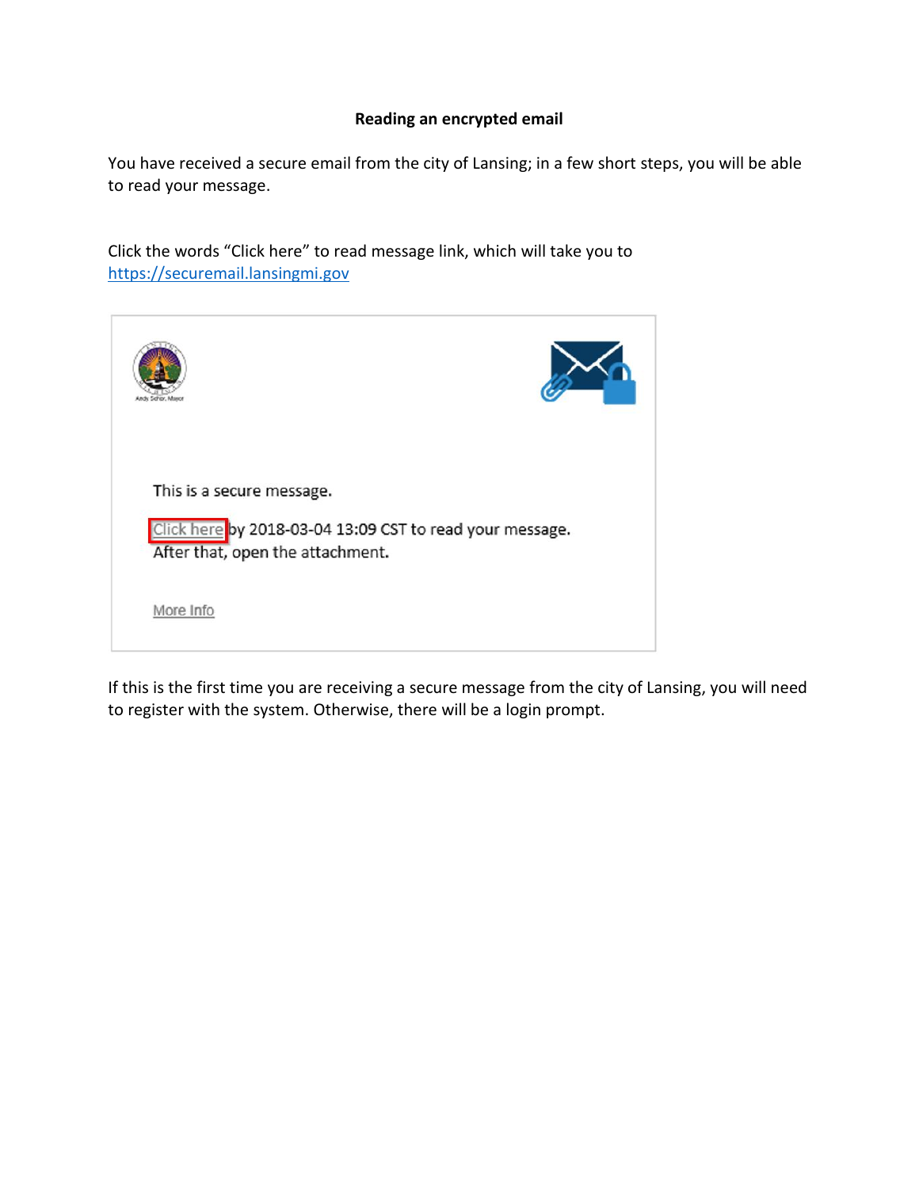**Reading an encrypted email**

You have received a secure email from the city of Lansing; in a few short steps, you will be able to read your message.

Click the words "Click here" to read message link, which will take you to [https://securemail.lansingmi.gov](https://securemail.lansingmi.gov)

This is a secure message.

Click here by 2018-03-04 13:09 CST to read your message.
After that, open the attachment.

More Info

If this is the first time you are receiving a secure message from the city of Lansing, you will need to register with the system. Otherwise, there will be a login prompt.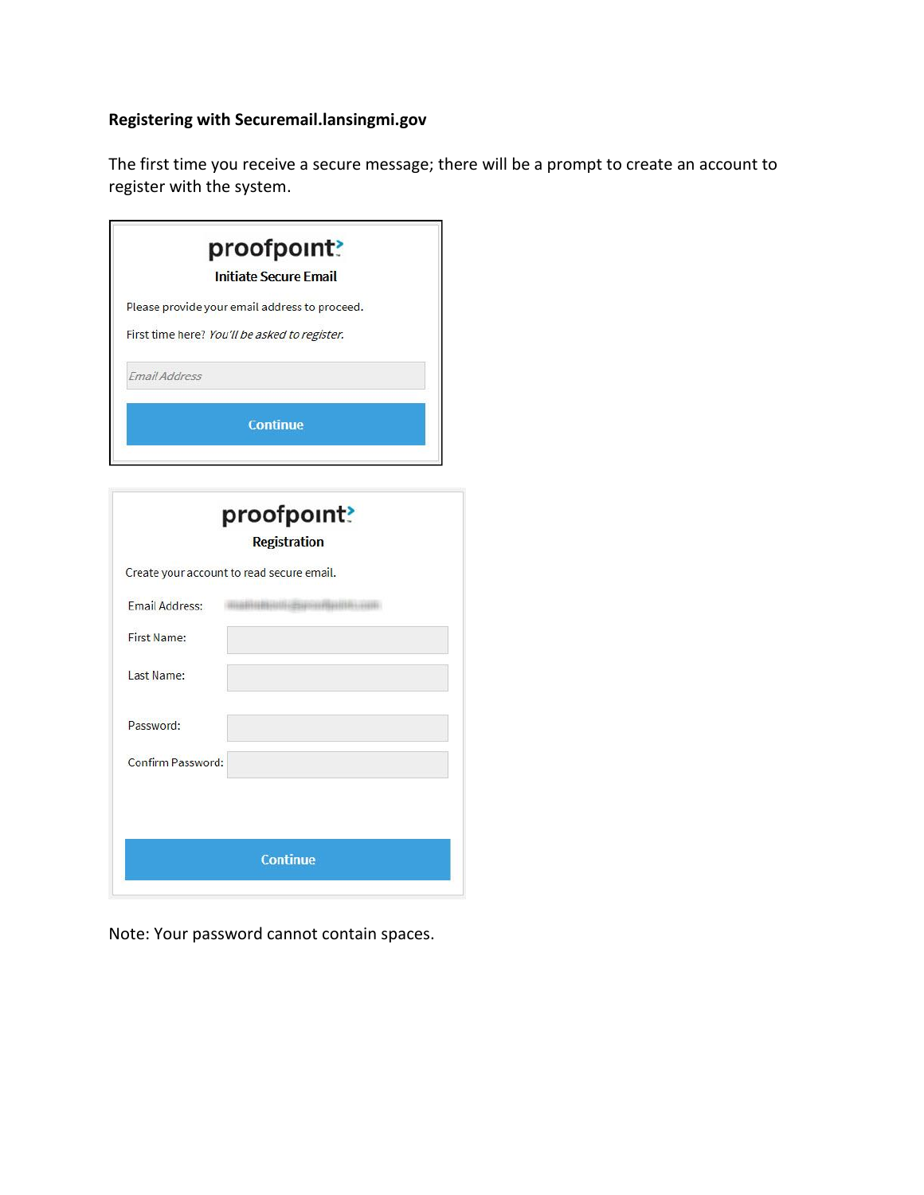**Registering with Securemail.lansingmi.gov**

The first time you receive a secure message; there will be a prompt to create an account to register with the system.

proofpoint

**Initiate Secure Email**

Please provide your email address to proceed.

First time here? *You'll be asked to register.*

Email Address

Continue

proofpoint

**Registration**

Create your account to read secure email.

Email Address:

First Name:

Last Name:

Password:

Confirm Password:

Continue

Note: Your password cannot contain spaces.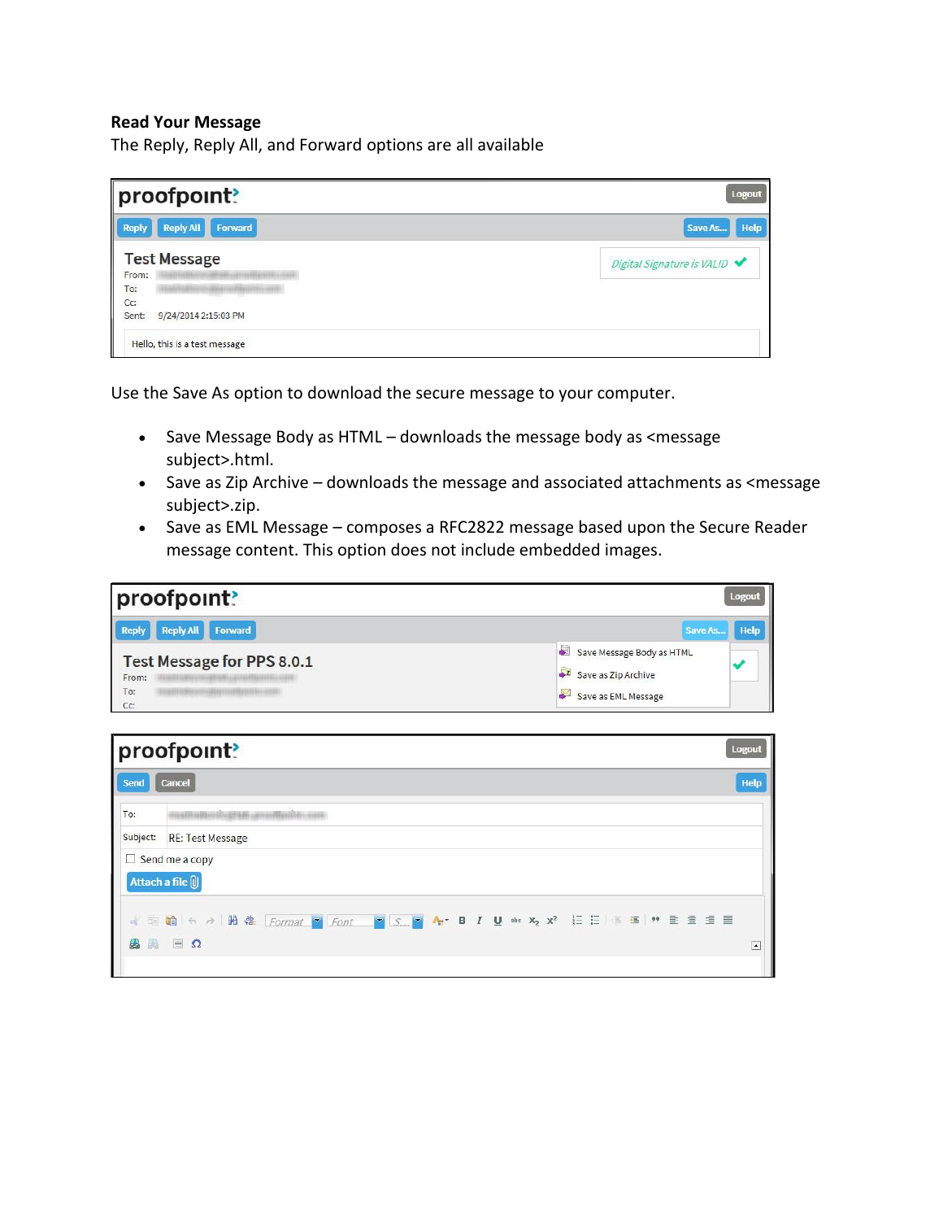**Read Your Message**

The Reply, Reply All, and Forward options are all available

Use the Save As option to download the secure message to your computer.

- Save Message Body as HTML – downloads the message body as <message subject>.html.
- Save as Zip Archive – downloads the message and associated attachments as <message subject>.zip.
- Save as EML Message – composes a RFC2822 message based upon the Secure Reader message content. This option does not include embedded images.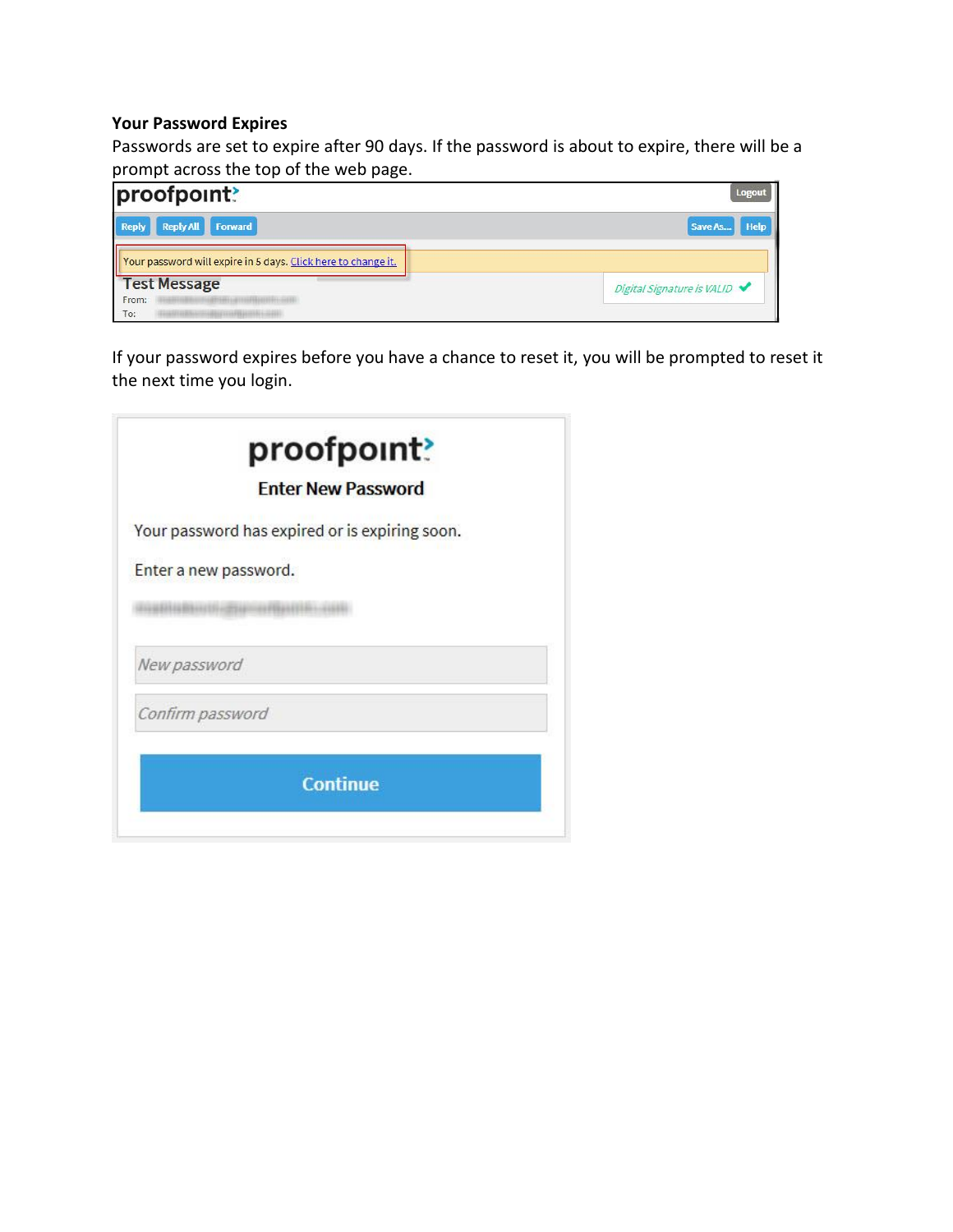**Your Password Expires**

Passwords are set to expire after 90 days. If the password is about to expire, there will be a prompt across the top of the web page.

If your password expires before you have a chance to reset it, you will be prompted to reset it the next time you login.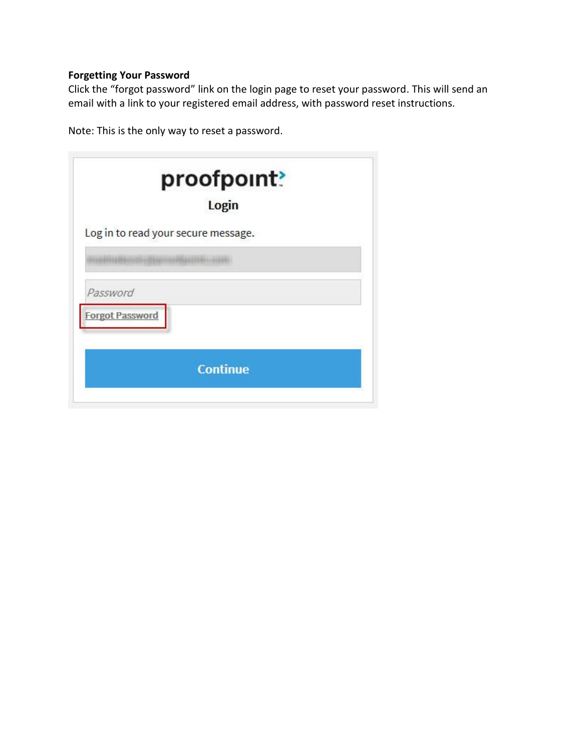**Forgetting Your Password**

Click the “forgot password” link on the login page to reset your password. This will send an email with a link to your registered email address, with password reset instructions.

Note: This is the only way to reset a password.

proofpoint

Login

Log in to read your secure message.

Password

Forgot Password

Continue